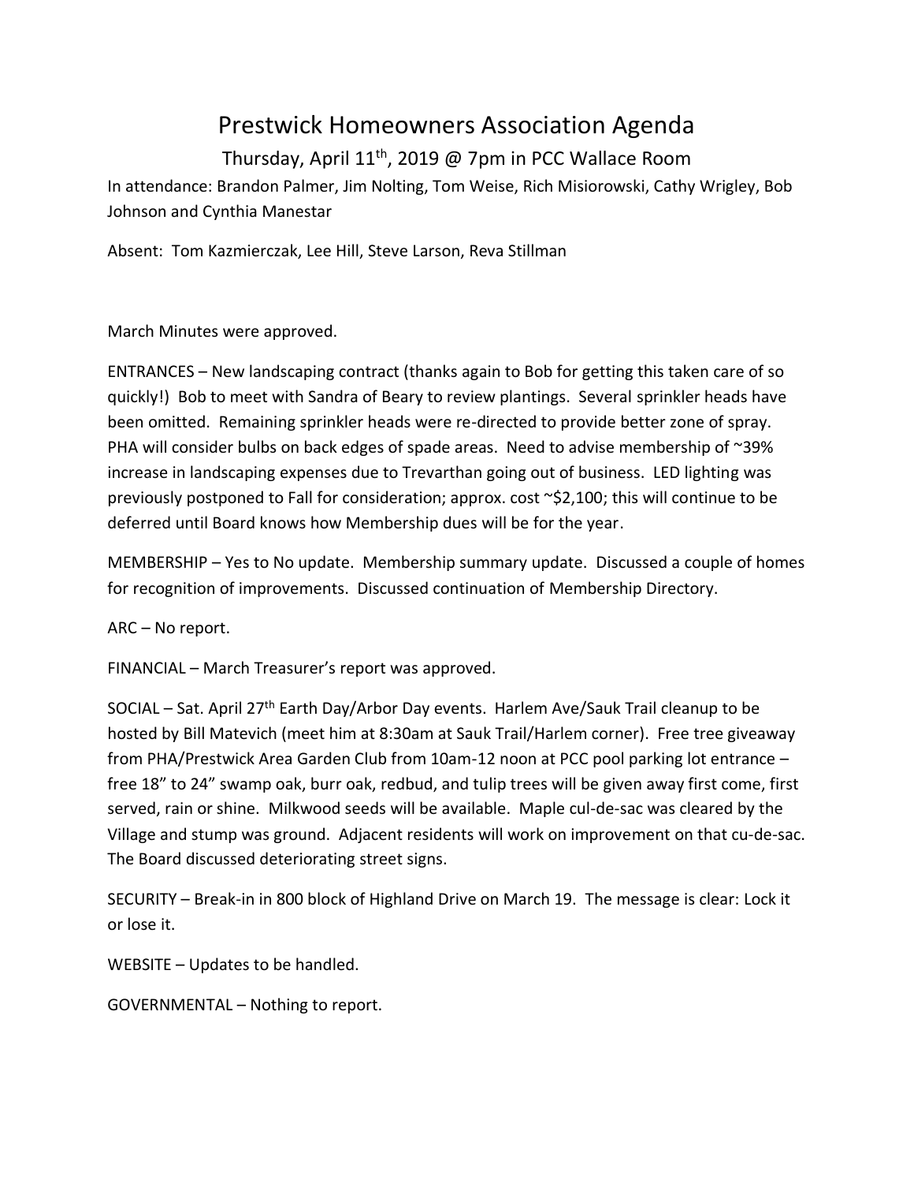# Prestwick Homeowners Association Agenda

Thursday, April 11th, 2019 @ 7pm in PCC Wallace Room

In attendance: Brandon Palmer, Jim Nolting, Tom Weise, Rich Misiorowski, Cathy Wrigley, Bob Johnson and Cynthia Manestar

Absent: Tom Kazmierczak, Lee Hill, Steve Larson, Reva Stillman

March Minutes were approved.

ENTRANCES – New landscaping contract (thanks again to Bob for getting this taken care of so quickly!) Bob to meet with Sandra of Beary to review plantings. Several sprinkler heads have been omitted. Remaining sprinkler heads were re-directed to provide better zone of spray. PHA will consider bulbs on back edges of spade areas. Need to advise membership of ~39% increase in landscaping expenses due to Trevarthan going out of business. LED lighting was previously postponed to Fall for consideration; approx. cost ~$2,100; this will continue to be deferred until Board knows how Membership dues will be for the year.

MEMBERSHIP – Yes to No update. Membership summary update. Discussed a couple of homes for recognition of improvements. Discussed continuation of Membership Directory.

ARC – No report.

FINANCIAL – March Treasurer's report was approved.

SOCIAL – Sat. April 27th Earth Day/Arbor Day events. Harlem Ave/Sauk Trail cleanup to be hosted by Bill Matevich (meet him at 8:30am at Sauk Trail/Harlem corner). Free tree giveaway from PHA/Prestwick Area Garden Club from 10am-12 noon at PCC pool parking lot entrance – free 18" to 24" swamp oak, burr oak, redbud, and tulip trees will be given away first come, first served, rain or shine. Milkwood seeds will be available. Maple cul-de-sac was cleared by the Village and stump was ground. Adjacent residents will work on improvement on that cu-de-sac. The Board discussed deteriorating street signs.

SECURITY – Break-in in 800 block of Highland Drive on March 19. The message is clear: Lock it or lose it.

WEBSITE – Updates to be handled.

GOVERNMENTAL – Nothing to report.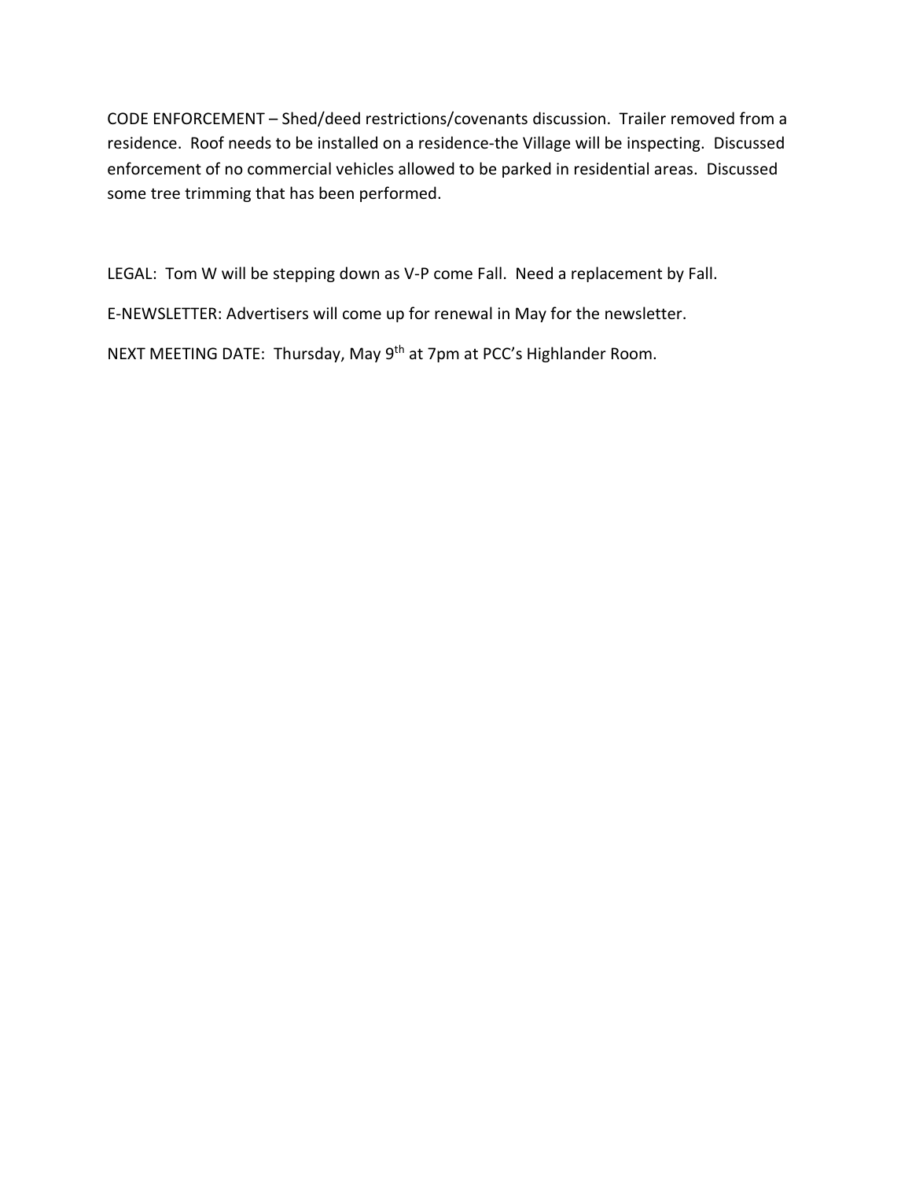CODE ENFORCEMENT – Shed/deed restrictions/covenants discussion. Trailer removed from a residence. Roof needs to be installed on a residence-the Village will be inspecting. Discussed enforcement of no commercial vehicles allowed to be parked in residential areas. Discussed some tree trimming that has been performed.

LEGAL: Tom W will be stepping down as V-P come Fall. Need a replacement by Fall.

E-NEWSLETTER: Advertisers will come up for renewal in May for the newsletter.

NEXT MEETING DATE: Thursday, May 9th at 7pm at PCC's Highlander Room.